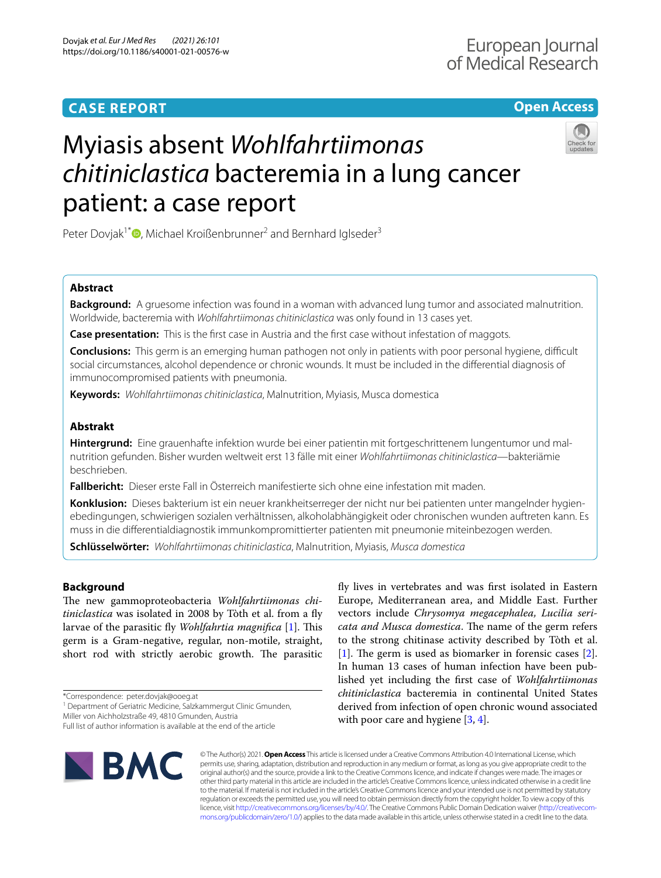CASE REPORT

Open Access

# Myiasis absent *Wohlfahrtiimonas chitiniclastica* bacteremia in a lung cancer patient: a case report

Peter Dovjak[1*], Michael Kroißenbrunner[2] and Bernhard Iglseder[3]

## Abstract

**Background:** A gruesome infection was found in a woman with advanced lung tumor and associated malnutrition. Worldwide, bacteremia with *Wohlfahrtiimonas chitiniclastica* was only found in 13 cases yet.

**Case presentation:** This is the first case in Austria and the first case without infestation of maggots.

**Conclusions:** This germ is an emerging human pathogen not only in patients with poor personal hygiene, difficult social circumstances, alcohol dependence or chronic wounds. It must be included in the differential diagnosis of immunocompromised patients with pneumonia.

**Keywords:** *Wohlfahrtiimonas chitiniclastica*, Malnutrition, Myiasis, Musca domestica

## Abstrakt

**Hintergrund:** Eine grauenhafte infektion wurde bei einer patientin mit fortgeschrittenem lungentumor und malnutrition gefunden. Bisher wurden weltweit erst 13 fälle mit einer *Wohlfahrtiimonas chitiniclastica*—bakteriämie beschrieben.

**Fallbericht:** Dieser erste Fall in Österreich manifestierte sich ohne eine infestation mit maden.

**Konklusion:** Dieses bakterium ist ein neuer krankheitserreger der nicht nur bei patienten unter mangelnder hygienebedingungen, schwierigen sozialen verhältnissen, alkoholabhängigkeit oder chronischen wunden auftreten kann. Es muss in die differentialdiagnostik immunkompromittierter patienten mit pneumonie miteinbezogen werden.

**Schlüsselwörter:** *Wohlfahrtiimonas chitiniclastica*, Malnutrition, Myiasis, *Musca domestica*

## Background

The new gammoproteobacteria *Wohlfahrtiimonas chitiniclastica* was isolated in 2008 by Tòth et al. from a fly larvae of the parasitic fly *Wohlfahrtia magnifica* [1]. This germ is a Gram-negative, regular, non-motile, straight, short rod with strictly aerobic growth. The parasitic fly lives in vertebrates and was first isolated in Eastern Europe, Mediterranean area, and Middle East. Further vectors include *Chrysomya megacephalea, Lucilia sericata and Musca domestica*. The name of the germ refers to the strong chitinase activity described by Tòth et al. [1]. The germ is used as biomarker in forensic cases [2]. In human 13 cases of human infection have been published yet including the first case of *Wohlfahrtiimonas chitiniclastica* bacteremia in continental United States derived from infection of open chronic wound associated with poor care and hygiene [3, 4].

*Correspondence: peter.dovjak@ooeg.at
[1] Department of Geriatric Medicine, Salzkammergut Clinic Gmunden, Miller von Aichholzstraße 49, 4810 Gmunden, Austria
Full list of author information is available at the end of the article

© The Author(s) 2021. **Open Access** This article is licensed under a Creative Commons Attribution 4.0 International License, which permits use, sharing, adaptation, distribution and reproduction in any medium or format, as long as you give appropriate credit to the original author(s) and the source, provide a link to the Creative Commons licence, and indicate if changes were made. The images or other third party material in this article are included in the article's Creative Commons licence, unless indicated otherwise in a credit line to the material. If material is not included in the article's Creative Commons licence and your intended use is not permitted by statutory regulation or exceeds the permitted use, you will need to obtain permission directly from the copyright holder. To view a copy of this licence, visit http://creativecommons.org/licenses/by/4.0/. The Creative Commons Public Domain Dedication waiver (http://creativecommons.org/publicdomain/zero/1.0/) applies to the data made available in this article, unless otherwise stated in a credit line to the data.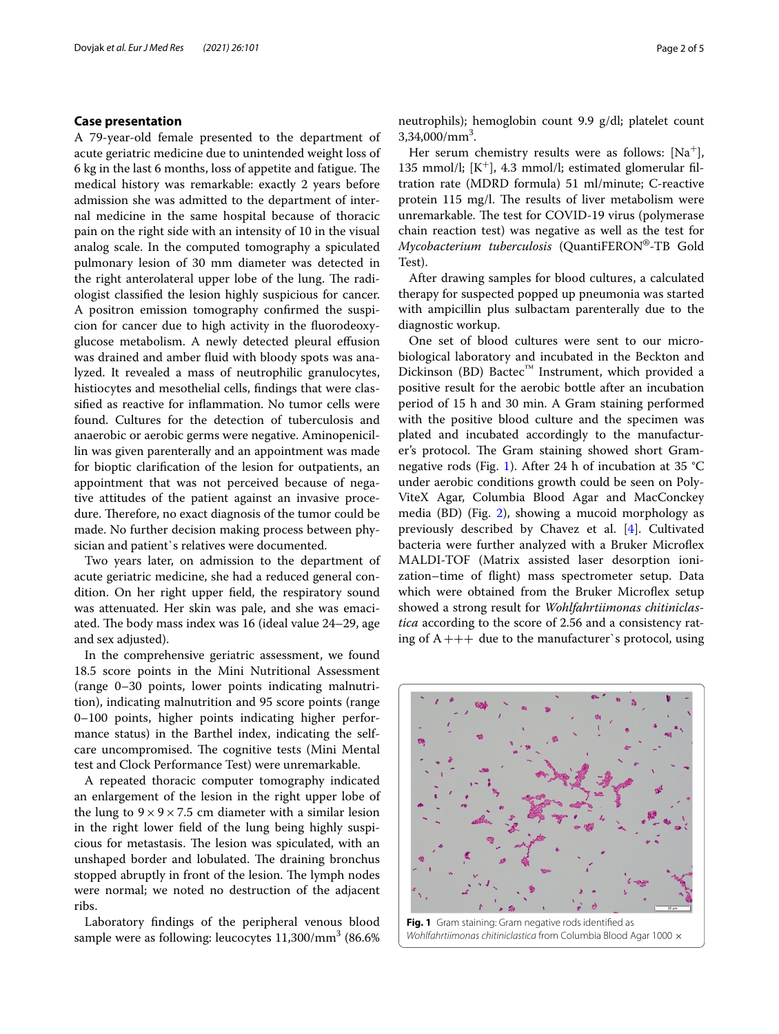## Case presentation

A 79-year-old female presented to the department of acute geriatric medicine due to unintended weight loss of 6 kg in the last 6 months, loss of appetite and fatigue. The medical history was remarkable: exactly 2 years before admission she was admitted to the department of internal medicine in the same hospital because of thoracic pain on the right side with an intensity of 10 in the visual analog scale. In the computed tomography a spiculated pulmonary lesion of 30 mm diameter was detected in the right anterolateral upper lobe of the lung. The radiologist classified the lesion highly suspicious for cancer. A positron emission tomography confirmed the suspicion for cancer due to high activity in the fluorodeoxyglucose metabolism. A newly detected pleural effusion was drained and amber fluid with bloody spots was analyzed. It revealed a mass of neutrophilic granulocytes, histiocytes and mesothelial cells, findings that were classified as reactive for inflammation. No tumor cells were found. Cultures for the detection of tuberculosis and anaerobic or aerobic germs were negative. Aminopenicillin was given parenterally and an appointment was made for bioptic clarification of the lesion for outpatients, an appointment that was not perceived because of negative attitudes of the patient against an invasive procedure. Therefore, no exact diagnosis of the tumor could be made. No further decision making process between physician and patient`s relatives were documented.

Two years later, on admission to the department of acute geriatric medicine, she had a reduced general condition. On her right upper field, the respiratory sound was attenuated. Her skin was pale, and she was emaciated. The body mass index was 16 (ideal value 24–29, age and sex adjusted).

In the comprehensive geriatric assessment, we found 18.5 score points in the Mini Nutritional Assessment (range 0–30 points, lower points indicating malnutrition), indicating malnutrition and 95 score points (range 0–100 points, higher points indicating higher performance status) in the Barthel index, indicating the self-care uncompromised. The cognitive tests (Mini Mental test and Clock Performance Test) were unremarkable.

A repeated thoracic computer tomography indicated an enlargement of the lesion in the right upper lobe of the lung to $9 \times 9 \times 7.5$ cm diameter with a similar lesion in the right lower field of the lung being highly suspicious for metastasis. The lesion was spiculated, with an unshaped border and lobulated. The draining bronchus stopped abruptly in front of the lesion. The lymph nodes were normal; we noted no destruction of the adjacent ribs.

Laboratory findings of the peripheral venous blood sample were as following: leucocytes 11,300/mm$^3$ (86.6% neutrophils); hemoglobin count 9.9 g/dl; platelet count 3,34,000/mm$^3$.

Her serum chemistry results were as follows: [$Na^+$], 135 mmol/l; [$K^+$], 4.3 mmol/l; estimated glomerular filtration rate (MDRD formula) 51 ml/minute; C-reactive protein 115 mg/l. The results of liver metabolism were unremarkable. The test for COVID-19 virus (polymerase chain reaction test) was negative as well as the test for *Mycobacterium tuberculosis* (QuantiFERON®-TB Gold Test).

After drawing samples for blood cultures, a calculated therapy for suspected popped up pneumonia was started with ampicillin plus sulbactam parenterally due to the diagnostic workup.

One set of blood cultures were sent to our microbiological laboratory and incubated in the Beckton and Dickinson (BD) Bactec™ Instrument, which provided a positive result for the aerobic bottle after an incubation period of 15 h and 30 min. A Gram staining performed with the positive blood culture and the specimen was plated and incubated accordingly to the manufacturer's protocol. The Gram staining showed short Gram-negative rods (Fig. 1). After 24 h of incubation at 35 °C under aerobic conditions growth could be seen on PolyViteX Agar, Columbia Blood Agar and MacConckey media (BD) (Fig. 2), showing a mucoid morphology as previously described by Chavez et al. [4]. Cultivated bacteria were further analyzed with a Bruker Microflex MALDI-TOF (Matrix assisted laser desorption ionization–time of flight) mass spectrometer setup. Data which were obtained from the Bruker Microflex setup showed a strong result for *Wohlfahrtiimonas chitiniclastica* according to the score of 2.56 and a consistency rating of A+++ due to the manufacturer`s protocol, using

**Fig. 1** Gram staining: Gram negative rods identified as *Wohlfahrtiimonas chitiniclastica* from Columbia Blood Agar 1000 ×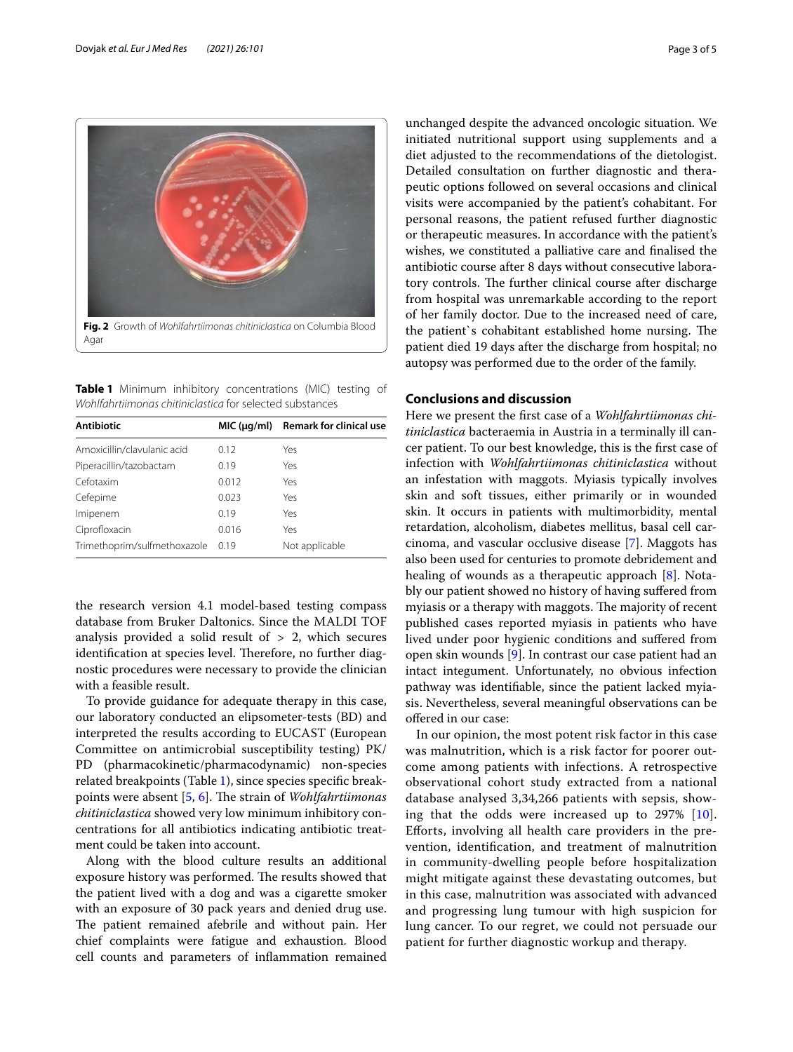Fig. 2 Growth of *Wohlfahrtiimonas chitiniclastica* on Columbia Blood Agar

**Table 1** Minimum inhibitory concentrations (MIC) testing of *Wohlfahrtiimonas chitiniclastica* for selected substances

| Antibiotic | MIC (µg/ml) | Remark for clinical use |
|---|---|---|
| Amoxicillin/clavulanic acid | 0.12 | Yes |
| Piperacillin/tazobactam | 0.19 | Yes |
| Cefotaxim | 0.012 | Yes |
| Cefepime | 0.023 | Yes |
| Imipenem | 0.19 | Yes |
| Ciprofloxacin | 0.016 | Yes |
| Trimethoprim/sulfmethoxazole | 0.19 | Not applicable |

the research version 4.1 model-based testing compass database from Bruker Daltonics. Since the MALDI TOF analysis provided a solid result of > 2, which secures identification at species level. Therefore, no further diagnostic procedures were necessary to provide the clinician with a feasible result.

To provide guidance for adequate therapy in this case, our laboratory conducted an elipsometer-tests (BD) and interpreted the results according to EUCAST (European Committee on antimicrobial susceptibility testing) PK/PD (pharmacokinetic/pharmacodynamic) non-species related breakpoints (Table 1), since species specific breakpoints were absent [5, 6]. The strain of *Wohlfahrtiimonas chitiniclastica* showed very low minimum inhibitory concentrations for all antibiotics indicating antibiotic treatment could be taken into account.

Along with the blood culture results an additional exposure history was performed. The results showed that the patient lived with a dog and was a cigarette smoker with an exposure of 30 pack years and denied drug use. The patient remained afebrile and without pain. Her chief complaints were fatigue and exhaustion. Blood cell counts and parameters of inflammation remained unchanged despite the advanced oncologic situation. We initiated nutritional support using supplements and a diet adjusted to the recommendations of the dietologist. Detailed consultation on further diagnostic and therapeutic options followed on several occasions and clinical visits were accompanied by the patient's cohabitant. For personal reasons, the patient refused further diagnostic or therapeutic measures. In accordance with the patient's wishes, we constituted a palliative care and finalised the antibiotic course after 8 days without consecutive laboratory controls. The further clinical course after discharge from hospital was unremarkable according to the report of her family doctor. Due to the increased need of care, the patient`s cohabitant established home nursing. The patient died 19 days after the discharge from hospital; no autopsy was performed due to the order of the family.

## Conclusions and discussion

Here we present the first case of a *Wohlfahrtiimonas chitiniclastica* bacteraemia in Austria in a terminally ill cancer patient. To our best knowledge, this is the first case of infection with *Wohlfahrtiimonas chitiniclastica* without an infestation with maggots. Myiasis typically involves skin and soft tissues, either primarily or in wounded skin. It occurs in patients with multimorbidity, mental retardation, alcoholism, diabetes mellitus, basal cell carcinoma, and vascular occlusive disease [7]. Maggots has also been used for centuries to promote debridement and healing of wounds as a therapeutic approach [8]. Notably our patient showed no history of having suffered from myiasis or a therapy with maggots. The majority of recent published cases reported myiasis in patients who have lived under poor hygienic conditions and suffered from open skin wounds [9]. In contrast our case patient had an intact integument. Unfortunately, no obvious infection pathway was identifiable, since the patient lacked myiasis. Nevertheless, several meaningful observations can be offered in our case:

In our opinion, the most potent risk factor in this case was malnutrition, which is a risk factor for poorer outcome among patients with infections. A retrospective observational cohort study extracted from a national database analysed 3,34,266 patients with sepsis, showing that the odds were increased up to 297% [10]. Efforts, involving all health care providers in the prevention, identification, and treatment of malnutrition in community-dwelling people before hospitalization might mitigate against these devastating outcomes, but in this case, malnutrition was associated with advanced and progressing lung tumour with high suspicion for lung cancer. To our regret, we could not persuade our patient for further diagnostic workup and therapy.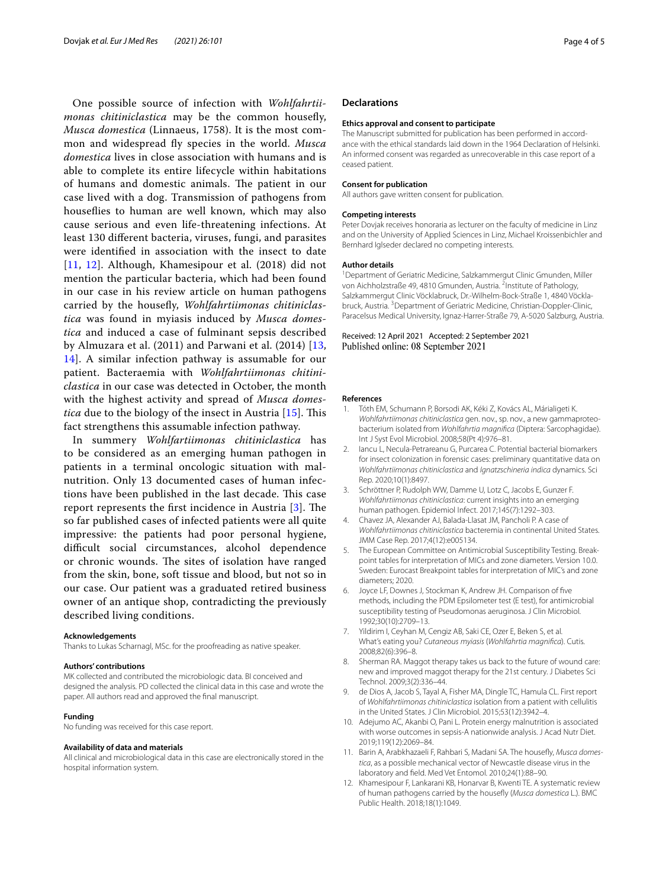One possible source of infection with *Wohlfahrtiimonas chitiniclastica* may be the common housefly, *Musca domestica* (Linnaeus, 1758). It is the most common and widespread fly species in the world. *Musca domestica* lives in close association with humans and is able to complete its entire lifecycle within habitations of humans and domestic animals. The patient in our case lived with a dog. Transmission of pathogens from houseflies to human are well known, which may also cause serious and even life-threatening infections. At least 130 different bacteria, viruses, fungi, and parasites were identified in association with the insect to date [11, 12]. Although, Khamesipour et al. (2018) did not mention the particular bacteria, which had been found in our case in his review article on human pathogens carried by the housefly, *Wohlfahrtiimonas chitiniclastica* was found in myiasis induced by *Musca domestica* and induced a case of fulminant sepsis described by Almuzara et al. (2011) and Parwani et al. (2014) [13, 14]. A similar infection pathway is assumable for our patient. Bacteraemia with *Wohlfahrtiimonas chitiniclastica* in our case was detected in October, the month with the highest activity and spread of *Musca domestica* due to the biology of the insect in Austria [15]. This fact strengthens this assumable infection pathway.

In summery *Wohlfartiimonas chitiniclastica* has to be considered as an emerging human pathogen in patients in a terminal oncologic situation with malnutrition. Only 13 documented cases of human infections have been published in the last decade. This case report represents the first incidence in Austria [3]. The so far published cases of infected patients were all quite impressive: the patients had poor personal hygiene, difficult social circumstances, alcohol dependence or chronic wounds. The sites of isolation have ranged from the skin, bone, soft tissue and blood, but not so in our case. Our patient was a graduated retired business owner of an antique shop, contradicting the previously described living conditions.

#### Acknowledgements

Thanks to Lukas Scharnagl, MSc. for the proofreading as native speaker.

#### Authors' contributions

MK collected and contributed the microbiologic data. BI conceived and designed the analysis. PD collected the clinical data in this case and wrote the paper. All authors read and approved the final manuscript.

#### Funding

No funding was received for this case report.

#### Availability of data and materials

All clinical and microbiological data in this case are electronically stored in the hospital information system.

## Declarations

#### Ethics approval and consent to participate

The Manuscript submitted for publication has been performed in accordance with the ethical standards laid down in the 1964 Declaration of Helsinki. An informed consent was regarded as unrecoverable in this case report of a ceased patient.

#### Consent for publication

All authors gave written consent for publication.

#### Competing interests

Peter Dovjak receives honoraria as lecturer on the faculty of medicine in Linz and on the University of Applied Sciences in Linz, Michael Kroissenbichler and Bernhard Iglseder declared no competing interests.

#### Author details

[1] Department of Geriatric Medicine, Salzkammergut Clinic Gmunden, Miller von Aichholzstraße 49, 4810 Gmunden, Austria. [2] Institute of Pathology, Salzkammergut Clinic Vöcklabruck, Dr.-Wilhelm-Bock-Straße 1, 4840 Vöcklabruck, Austria. [3] Department of Geriatric Medicine, Christian-Doppler-Clinic, Paracelsus Medical University, Ignaz-Harrer-Straße 79, A-5020 Salzburg, Austria.

Received: 12 April 2021 Accepted: 2 September 2021
Published online: 08 September 2021

#### References

1. Tóth EM, Schumann P, Borsodi AK, Kéki Z, Kovács AL, Márialigeti K. *Wohlfahrtiimonas chitiniclastica* gen. nov., sp. nov., a new gammaproteobacterium isolated from *Wohlfahrtia magnifica* (Diptera: Sarcophagidae). Int J Syst Evol Microbiol. 2008;58(Pt 4):976–81.
2. Iancu L, Necula-Petrareanu G, Purcarea C. Potential bacterial biomarkers for insect colonization in forensic cases: preliminary quantitative data on *Wohlfahrtiimonas chitiniclastica* and *Ignatzschineria indica* dynamics. Sci Rep. 2020;10(1):8497.
3. Schröttner P, Rudolph WW, Damme U, Lotz C, Jacobs E, Gunzer F. *Wohlfahrtiimonas chitiniclastica*: current insights into an emerging human pathogen. Epidemiol Infect. 2017;145(7):1292–303.
4. Chavez JA, Alexander AJ, Balada-Llasat JM, Pancholi P. A case of *Wohlfahrtiimonas chitiniclastica* bacteremia in continental United States. JMM Case Rep. 2017;4(12):e005134.
5. The European Committee on Antimicrobial Susceptibility Testing. Breakpoint tables for interpretation of MICs and zone diameters. Version 10.0. Sweden: Eurocast Breakpoint tables for interpretation of MIC's and zone diameters; 2020.
6. Joyce LF, Downes J, Stockman K, Andrew JH. Comparison of five methods, including the PDM Epsilometer test (E test), for antimicrobial susceptibility testing of Pseudomonas aeruginosa. J Clin Microbiol. 1992;30(10):2709–13.
7. Yildirim I, Ceyhan M, Cengiz AB, Saki CE, Ozer E, Beken S, et al. What's eating you? *Cutaneous myiasis* (*Wohlfahrtia magnifica*). Cutis. 2008;82(6):396–8.
8. Sherman RA. Maggot therapy takes us back to the future of wound care: new and improved maggot therapy for the 21st century. J Diabetes Sci Technol. 2009;3(2):336–44.
9. de Dios A, Jacob S, Tayal A, Fisher MA, Dingle TC, Hamula CL. First report of *Wohlfahrtiimonas chitiniclastica* isolation from a patient with cellulitis in the United States. J Clin Microbiol. 2015;53(12):3942–4.
10. Adejumo AC, Akanbi O, Pani L. Protein energy malnutrition is associated with worse outcomes in sepsis-A nationwide analysis. J Acad Nutr Diet. 2019;119(12):2069–84.
11. Barin A, Arabkhazaeli F, Rahbari S, Madani SA. The housefly, *Musca domestica*, as a possible mechanical vector of Newcastle disease virus in the laboratory and field. Med Vet Entomol. 2010;24(1):88–90.
12. Khamesipour F, Lankarani KB, Honarvar B, Kwenti TE. A systematic review of human pathogens carried by the housefly (*Musca domestica* L.). BMC Public Health. 2018;18(1):1049.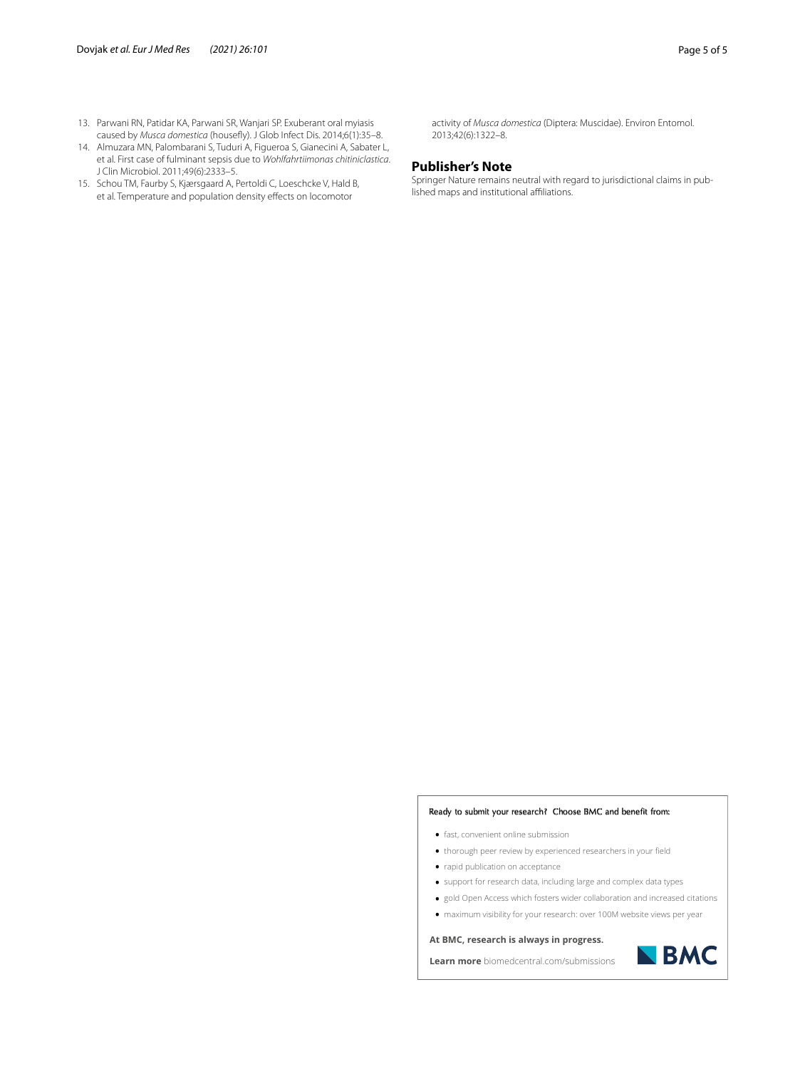13. Parwani RN, Patidar KA, Parwani SR, Wanjari SP. Exuberant oral myiasis caused by *Musca domestica* (housefly). J Glob Infect Dis. 2014;6(1):35–8.
14. Almuzara MN, Palombarani S, Tuduri A, Figueroa S, Gianecini A, Sabater L, et al. First case of fulminant sepsis due to *Wohlfahrtiimonas chitiniclastica*. J Clin Microbiol. 2011;49(6):2333–5.
15. Schou TM, Faurby S, Kjærsgaard A, Pertoldi C, Loeschcke V, Hald B, et al. Temperature and population density effects on locomotor activity of *Musca domestica* (Diptera: Muscidae). Environ Entomol. 2013;42(6):1322–8.

## Publisher's Note

Springer Nature remains neutral with regard to jurisdictional claims in published maps and institutional affiliations.

Ready to submit your research? Choose BMC and benefit from:

- fast, convenient online submission
- thorough peer review by experienced researchers in your field
- rapid publication on acceptance
- support for research data, including large and complex data types
- gold Open Access which fosters wider collaboration and increased citations
- maximum visibility for your research: over 100M website views per year

**At BMC, research is always in progress.**

**Learn more** biomedcentral.com/submissions

BMC